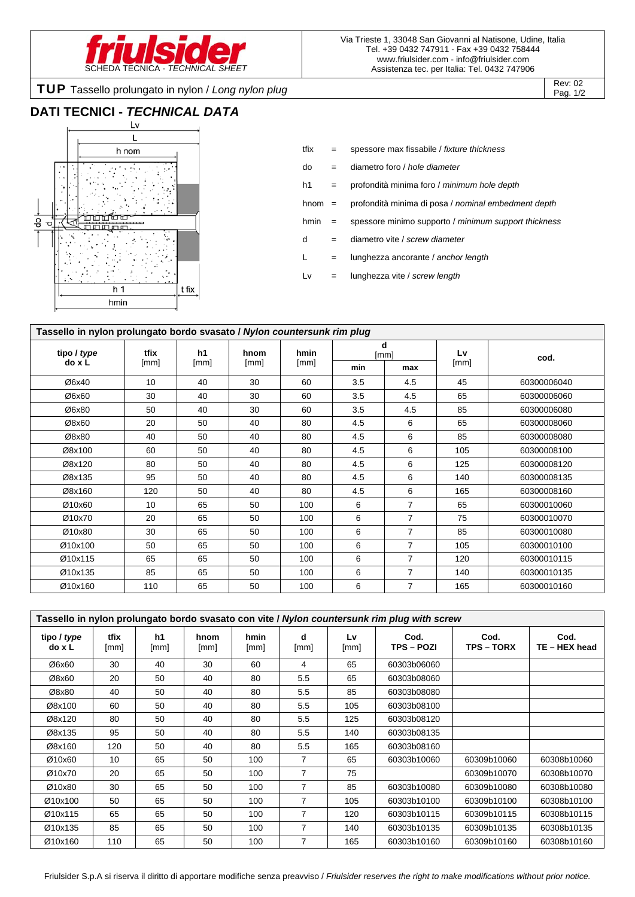friulsider

SCHEDA TECNICA - *TECHNICAL SHEET*

Via Trieste 1, 33048 San Giovanni al Natisone, Udine, Italia
Tel. +39 0432 747911 - Fax +39 0432 758444
www.friulsider.com - info@friulsider.com
Assistenza tec. per Italia: Tel. 0432 747906

**TUP** Tassello prolungato in nylon / *Long nylon plug*

Rev: 02

## DATI TECNICI - *TECHNICAL DATA*

tfix = spessore max fissabile / *fixture thickness*

do = diametro foro / *hole diameter*

h1 = profondità minima foro / *minimum hole depth*

hnom = profondità minima di posa / *nominal embedment depth*

hmin = spessore minimo supporto / *minimum support thickness*

d = diametro vite / *screw diameter*

L = lunghezza ancorante / *anchor length*

Lv = lunghezza vite / *screw length*

**Tassello in nylon prolungato bordo svasato / *Nylon countersunk rim plug***

| tipo / *type* do x L | tfix [mm] | h1 [mm] | hnom [mm] | hmin [mm] | d [mm] min | d [mm] max | Lv [mm] | cod. |
|---|---|---|---|---|---|---|---|---|
| Ø6x40 | 10 | 40 | 30 | 60 | 3.5 | 4.5 | 45 | 60300006040 |
| Ø6x60 | 30 | 40 | 30 | 60 | 3.5 | 4.5 | 65 | 60300006060 |
| Ø6x80 | 50 | 40 | 30 | 60 | 3.5 | 4.5 | 85 | 60300006080 |
| Ø8x60 | 20 | 50 | 40 | 80 | 4.5 | 6 | 65 | 60300008060 |
| Ø8x80 | 40 | 50 | 40 | 80 | 4.5 | 6 | 85 | 60300008080 |
| Ø8x100 | 60 | 50 | 40 | 80 | 4.5 | 6 | 105 | 60300008100 |
| Ø8x120 | 80 | 50 | 40 | 80 | 4.5 | 6 | 125 | 60300008120 |
| Ø8x135 | 95 | 50 | 40 | 80 | 4.5 | 6 | 140 | 60300008135 |
| Ø8x160 | 120 | 50 | 40 | 80 | 4.5 | 6 | 165 | 60300008160 |
| Ø10x60 | 10 | 65 | 50 | 100 | 6 | 7 | 65 | 60300010060 |
| Ø10x70 | 20 | 65 | 50 | 100 | 6 | 7 | 75 | 60300010070 |
| Ø10x80 | 30 | 65 | 50 | 100 | 6 | 7 | 85 | 60300010080 |
| Ø10x100 | 50 | 65 | 50 | 100 | 6 | 7 | 105 | 60300010100 |
| Ø10x115 | 65 | 65 | 50 | 100 | 6 | 7 | 120 | 60300010115 |
| Ø10x135 | 85 | 65 | 50 | 100 | 6 | 7 | 140 | 60300010135 |
| Ø10x160 | 110 | 65 | 50 | 100 | 6 | 7 | 165 | 60300010160 |

**Tassello in nylon prolungato bordo svasato con vite / *Nylon countersunk rim plug with screw***

| tipo / *type* do x L | tfix [mm] | h1 [mm] | hnom [mm] | hmin [mm] | d [mm] | Lv [mm] | Cod. TPS – POZI | Cod. TPS – TORX | Cod. TE – HEX head |
|---|---|---|---|---|---|---|---|---|---|
| Ø6x60 | 30 | 40 | 30 | 60 | 4 | 65 | 60303b06060 | | |
| Ø8x60 | 20 | 50 | 40 | 80 | 5.5 | 65 | 60303b08060 | | |
| Ø8x80 | 40 | 50 | 40 | 80 | 5.5 | 85 | 60303b08080 | | |
| Ø8x100 | 60 | 50 | 40 | 80 | 5.5 | 105 | 60303b08100 | | |
| Ø8x120 | 80 | 50 | 40 | 80 | 5.5 | 125 | 60303b08120 | | |
| Ø8x135 | 95 | 50 | 40 | 80 | 5.5 | 140 | 60303b08135 | | |
| Ø8x160 | 120 | 50 | 40 | 80 | 5.5 | 165 | 60303b08160 | | |
| Ø10x60 | 10 | 65 | 50 | 100 | 7 | 65 | 60303b10060 | 60309b10060 | 60308b10060 |
| Ø10x70 | 20 | 65 | 50 | 100 | 7 | 75 | | 60309b10070 | 60308b10070 |
| Ø10x80 | 30 | 65 | 50 | 100 | 7 | 85 | 60303b10080 | 60309b10080 | 60308b10080 |
| Ø10x100 | 50 | 65 | 50 | 100 | 7 | 105 | 60303b10100 | 60309b10100 | 60308b10100 |
| Ø10x115 | 65 | 65 | 50 | 100 | 7 | 120 | 60303b10115 | 60309b10115 | 60308b10115 |
| Ø10x135 | 85 | 65 | 50 | 100 | 7 | 140 | 60303b10135 | 60309b10135 | 60308b10135 |
| Ø10x160 | 110 | 65 | 50 | 100 | 7 | 165 | 60303b10160 | 60309b10160 | 60308b10160 |

Friulsider S.p.A si riserva il diritto di apportare modifiche senza preavviso / *Friulsider reserves the right to make modifications without prior notice.*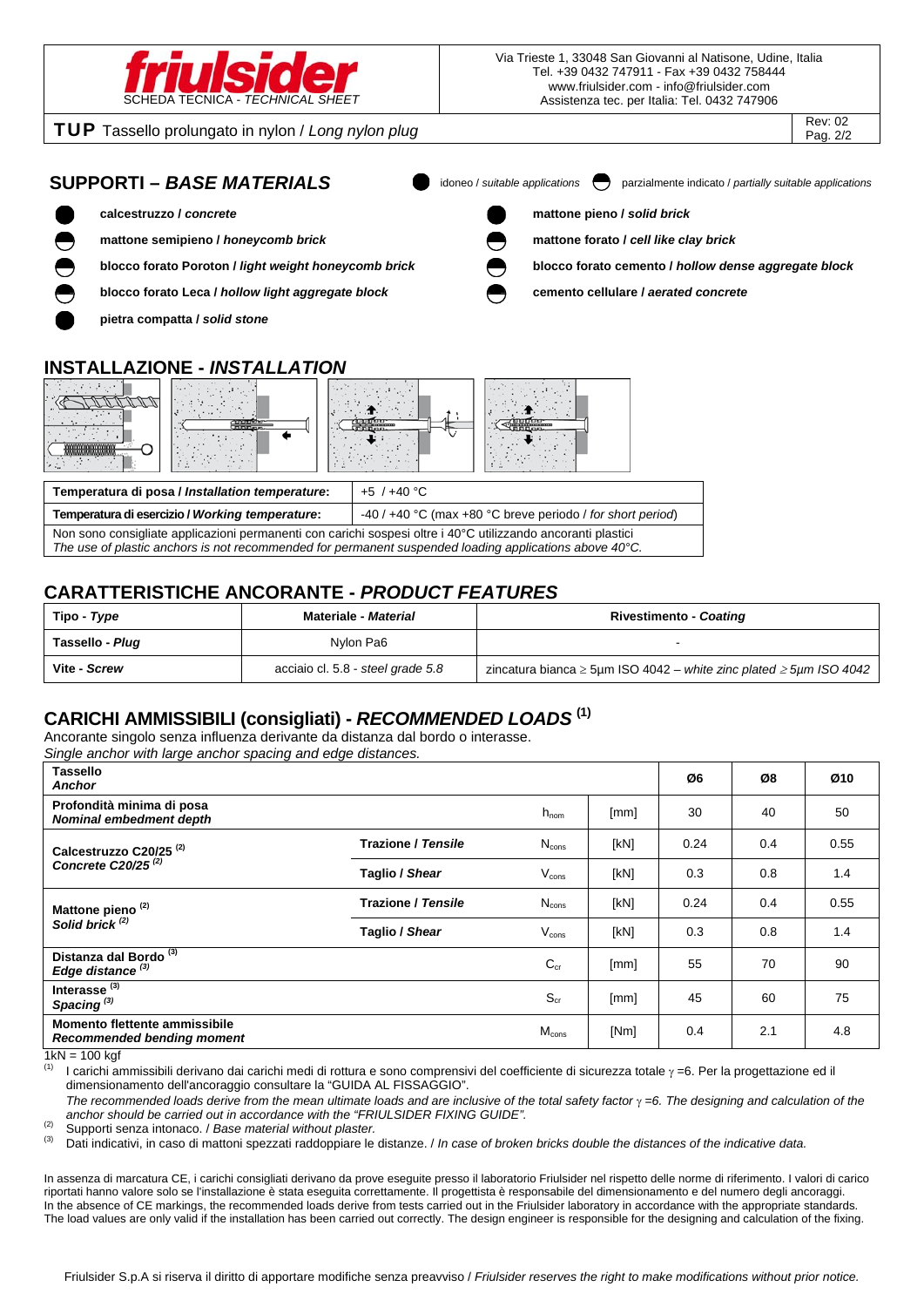**friulsider** SCHEDA TECNICA - *TECHNICAL SHEET*

Via Trieste 1, 33048 San Giovanni al Natisone, Udine, Italia
Tel. +39 0432 747911 - Fax +39 0432 758444
www.friulsider.com - info@friulsider.com
Assistenza tec. per Italia: Tel. 0432 747906

**TUP** Tassello prolungato in nylon / *Long nylon plug*

Rev: 02

## SUPPORTI – *BASE MATERIALS*

● idoneo / *suitable applications* ◒ parzialmente indicato / *partially suitable applications*

- ● **calcestruzzo / *concrete***
- ◒ **mattone semipieno / *honeycomb brick***
- ◒ **blocco forato Poroton / *light weight honeycomb brick***
- ◒ **blocco forato Leca / *hollow light aggregate block***
- ● **pietra compatta / *solid stone***
- ● **mattone pieno / *solid brick***
- ◒ **mattone forato / *cell like clay brick***
- ◒ **blocco forato cemento / *hollow dense aggregate block***
- ◒ **cemento cellulare / *aerated concrete***

## INSTALLAZIONE - *INSTALLATION*

| | |
|---|---|
| **Temperatura di posa / *Installation temperature*:** | +5 / +40 °C |
| **Temperatura di esercizio / *Working temperature*:** | -40 / +40 °C (max +80 °C breve periodo / *for short period*) |

Non sono consigliate applicazioni permanenti con carichi sospesi oltre i 40°C utilizzando ancoranti plastici
*The use of plastic anchors is not recommended for permanent suspended loading applications above 40°C.*

## CARATTERISTICHE ANCORANTE - *PRODUCT FEATURES*

| **Tipo** - ***Type*** | **Materiale** - ***Material*** | **Rivestimento** - ***Coating*** |
|---|---|---|
| **Tassello** - ***Plug*** | Nylon Pa6 | - |
| **Vite** - ***Screw*** | acciaio cl. 5.8 - *steel grade 5.8* | zincatura bianca ≥ 5µm ISO 4042 – *white zinc plated ≥ 5µm ISO 4042* |

## CARICHI AMMISSIBILI (consigliati) - *RECOMMENDED LOADS* [1]

Ancorante singolo senza influenza derivante da distanza dal bordo o interasse.
*Single anchor with large anchor spacing and edge distances.*

| **Tassello** ***Anchor*** | | | | **Ø6** | **Ø8** | **Ø10** |
|---|---|---|---|---|---|---|
| **Profondità minima di posa** ***Nominal embedment depth*** | | $h_{nom}$ | [mm] | 30 | 40 | 50 |
| **Calcestruzzo C20/25** [2] ***Concrete C20/25*** [2] | **Trazione / *Tensile*** | $N_{cons}$ | [kN] | 0.24 | 0.4 | 0.55 |
| | **Taglio / *Shear*** | $V_{cons}$ | [kN] | 0.3 | 0.8 | 1.4 |
| **Mattone pieno** [2] ***Solid brick*** [2] | **Trazione / *Tensile*** | $N_{cons}$ | [kN] | 0.24 | 0.4 | 0.55 |
| | **Taglio / *Shear*** | $V_{cons}$ | [kN] | 0.3 | 0.8 | 1.4 |
| **Distanza dal Bordo** [3] ***Edge distance*** [3] | | $C_{cr}$ | [mm] | 55 | 70 | 90 |
| **Interasse** [3] ***Spacing*** [3] | | $S_{cr}$ | [mm] | 45 | 60 | 75 |
| **Momento flettente ammissibile** ***Recommended bending moment*** | | $M_{cons}$ | [Nm] | 0.4 | 2.1 | 4.8 |

1kN = 100 kgf

(1) I carichi ammissibili derivano dai carichi medi di rottura e sono comprensivi del coefficiente di sicurezza totale $\gamma = 6$. Per la progettazione ed il dimensionamento dell'ancoraggio consultare la "GUIDA AL FISSAGGIO".
*The recommended loads derive from the mean ultimate loads and are inclusive of the total safety factor $\gamma = 6$. The designing and calculation of the anchor should be carried out in accordance with the "FRIULSIDER FIXING GUIDE".*

(2) Supporti senza intonaco. / *Base material without plaster.*

(3) Dati indicativi, in caso di mattoni spezzati raddoppiare le distanze. / *In case of broken bricks double the distances of the indicative data.*

In assenza di marcatura CE, i carichi consigliati derivano da prove eseguite presso il laboratorio Friulsider nel rispetto delle norme di riferimento. I valori di carico riportati hanno valore solo se l'installazione è stata eseguita correttamente. Il progettista è responsabile del dimensionamento e del numero degli ancoraggi.
In the absence of CE markings, the recommended loads derive from tests carried out in the Friulsider laboratory in accordance with the appropriate standards. The load values are only valid if the installation has been carried out correctly. The design engineer is responsible for the designing and calculation of the fixing.

Friulsider S.p.A si riserva il diritto di apportare modifiche senza preavviso / *Friulsider reserves the right to make modifications without prior notice.*